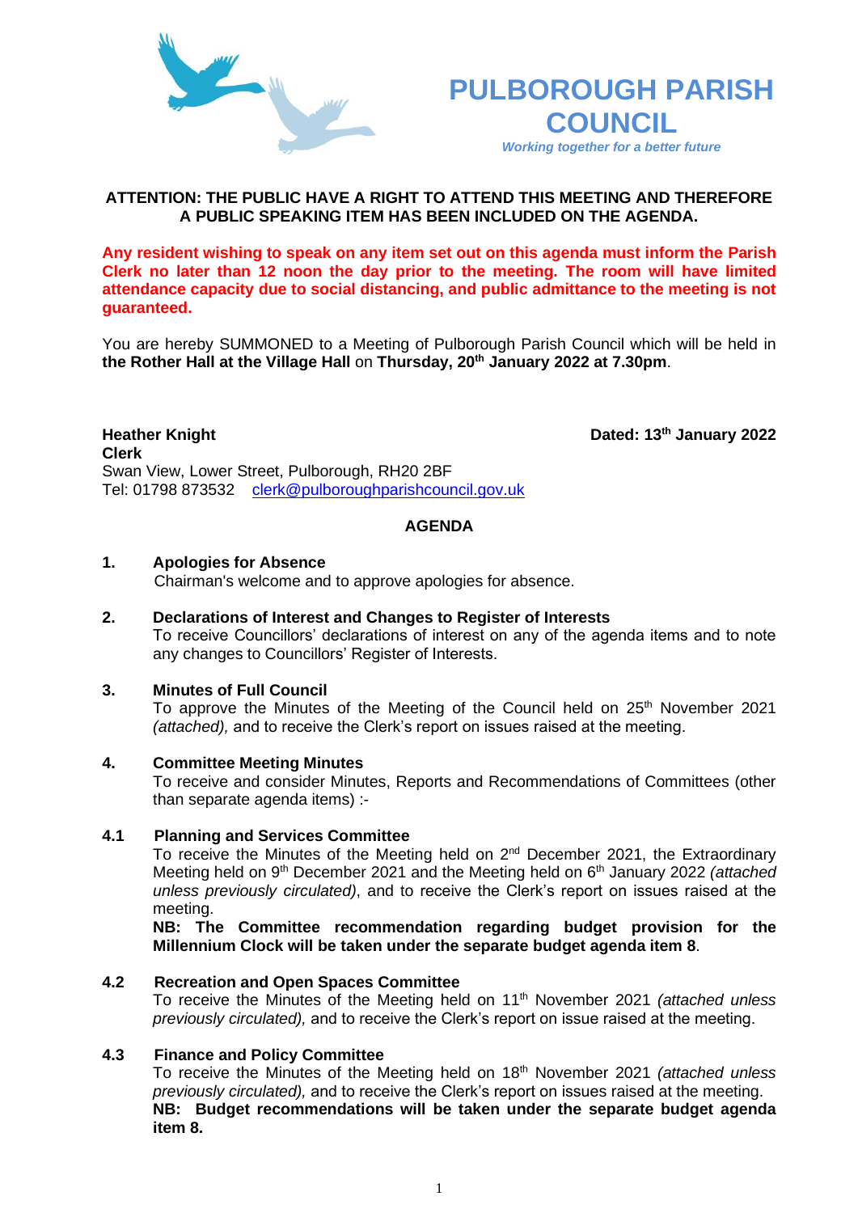# PULBOROUGH PARISH COUNCIL

*Working together for a better future*

**ATTENTION: THE PUBLIC HAVE A RIGHT TO ATTEND THIS MEETING AND THEREFORE A PUBLIC SPEAKING ITEM HAS BEEN INCLUDED ON THE AGENDA.**

**Any resident wishing to speak on any item set out on this agenda must inform the Parish Clerk no later than 12 noon the day prior to the meeting. The room will have limited attendance capacity due to social distancing, and public admittance to the meeting is not guaranteed.**

You are hereby SUMMONED to a Meeting of Pulborough Parish Council which will be held in **the Rother Hall at the Village Hall** on **Thursday, 20th January 2022 at 7.30pm**.

**Heather Knight**
**Clerk**
Swan View, Lower Street, Pulborough, RH20 2BF
Tel: 01798 873532 clerk@pulboroughparishcouncil.gov.uk

**Dated: 13th January 2022**

## AGENDA

**1. Apologies for Absence**
Chairman's welcome and to approve apologies for absence.

**2. Declarations of Interest and Changes to Register of Interests**
To receive Councillors' declarations of interest on any of the agenda items and to note any changes to Councillors' Register of Interests.

**3. Minutes of Full Council**
To approve the Minutes of the Meeting of the Council held on 25th November 2021 *(attached),* and to receive the Clerk's report on issues raised at the meeting.

**4. Committee Meeting Minutes**
To receive and consider Minutes, Reports and Recommendations of Committees (other than separate agenda items) :-

**4.1 Planning and Services Committee**
To receive the Minutes of the Meeting held on 2nd December 2021, the Extraordinary Meeting held on 9th December 2021 and the Meeting held on 6th January 2022 *(attached unless previously circulated)*, and to receive the Clerk's report on issues raised at the meeting.
**NB: The Committee recommendation regarding budget provision for the Millennium Clock will be taken under the separate budget agenda item 8**.

**4.2 Recreation and Open Spaces Committee**
To receive the Minutes of the Meeting held on 11th November 2021 *(attached unless previously circulated),* and to receive the Clerk's report on issue raised at the meeting.

**4.3 Finance and Policy Committee**
To receive the Minutes of the Meeting held on 18th November 2021 *(attached unless previously circulated),* and to receive the Clerk's report on issues raised at the meeting.
**NB: Budget recommendations will be taken under the separate budget agenda item 8.**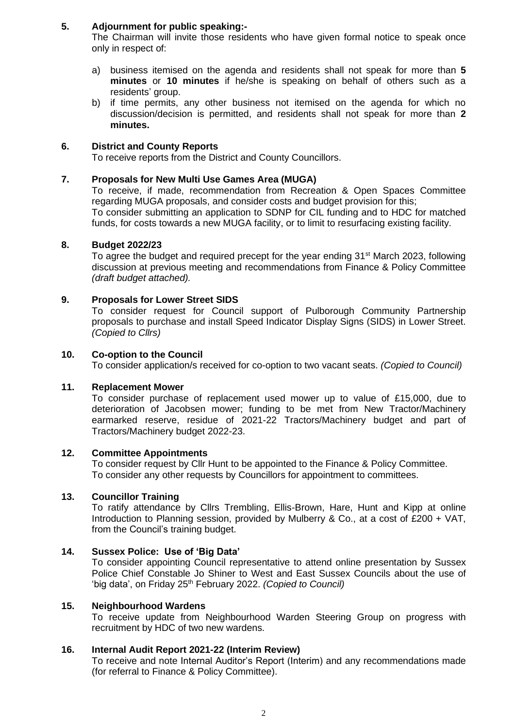**5. Adjournment for public speaking:-**

The Chairman will invite those residents who have given formal notice to speak once only in respect of:

a) business itemised on the agenda and residents shall not speak for more than **5 minutes** or **10 minutes** if he/she is speaking on behalf of others such as a residents' group.
b) if time permits, any other business not itemised on the agenda for which no discussion/decision is permitted, and residents shall not speak for more than **2 minutes.**

**6. District and County Reports**

To receive reports from the District and County Councillors.

**7. Proposals for New Multi Use Games Area (MUGA)**

To receive, if made, recommendation from Recreation & Open Spaces Committee regarding MUGA proposals, and consider costs and budget provision for this;
To consider submitting an application to SDNP for CIL funding and to HDC for matched funds, for costs towards a new MUGA facility, or to limit to resurfacing existing facility.

**8. Budget 2022/23**

To agree the budget and required precept for the year ending 31st March 2023, following discussion at previous meeting and recommendations from Finance & Policy Committee *(draft budget attached).*

**9. Proposals for Lower Street SIDS**

To consider request for Council support of Pulborough Community Partnership proposals to purchase and install Speed Indicator Display Signs (SIDS) in Lower Street. *(Copied to Cllrs)*

**10. Co-option to the Council**

To consider application/s received for co-option to two vacant seats. *(Copied to Council)*

**11. Replacement Mower**

To consider purchase of replacement used mower up to value of £15,000, due to deterioration of Jacobsen mower; funding to be met from New Tractor/Machinery earmarked reserve, residue of 2021-22 Tractors/Machinery budget and part of Tractors/Machinery budget 2022-23.

**12. Committee Appointments**

To consider request by Cllr Hunt to be appointed to the Finance & Policy Committee.
To consider any other requests by Councillors for appointment to committees.

**13. Councillor Training**

To ratify attendance by Cllrs Trembling, Ellis-Brown, Hare, Hunt and Kipp at online Introduction to Planning session, provided by Mulberry & Co., at a cost of £200 + VAT, from the Council's training budget.

**14. Sussex Police: Use of 'Big Data'**

To consider appointing Council representative to attend online presentation by Sussex Police Chief Constable Jo Shiner to West and East Sussex Councils about the use of 'big data', on Friday 25th February 2022. *(Copied to Council)*

**15. Neighbourhood Wardens**

To receive update from Neighbourhood Warden Steering Group on progress with recruitment by HDC of two new wardens.

**16. Internal Audit Report 2021-22 (Interim Review)**

To receive and note Internal Auditor's Report (Interim) and any recommendations made (for referral to Finance & Policy Committee).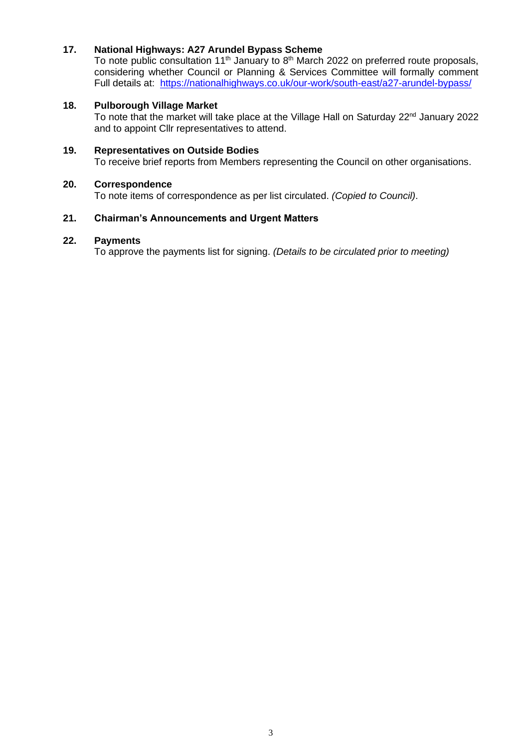**17. National Highways: A27 Arundel Bypass Scheme**

To note public consultation 11th January to 8th March 2022 on preferred route proposals, considering whether Council or Planning & Services Committee will formally comment Full details at: https://nationalhighways.co.uk/our-work/south-east/a27-arundel-bypass/

**18. Pulborough Village Market**

To note that the market will take place at the Village Hall on Saturday 22nd January 2022 and to appoint Cllr representatives to attend.

**19. Representatives on Outside Bodies**

To receive brief reports from Members representing the Council on other organisations.

**20. Correspondence**

To note items of correspondence as per list circulated. *(Copied to Council)*.

**21. Chairman's Announcements and Urgent Matters**

**22. Payments**

To approve the payments list for signing. *(Details to be circulated prior to meeting)*